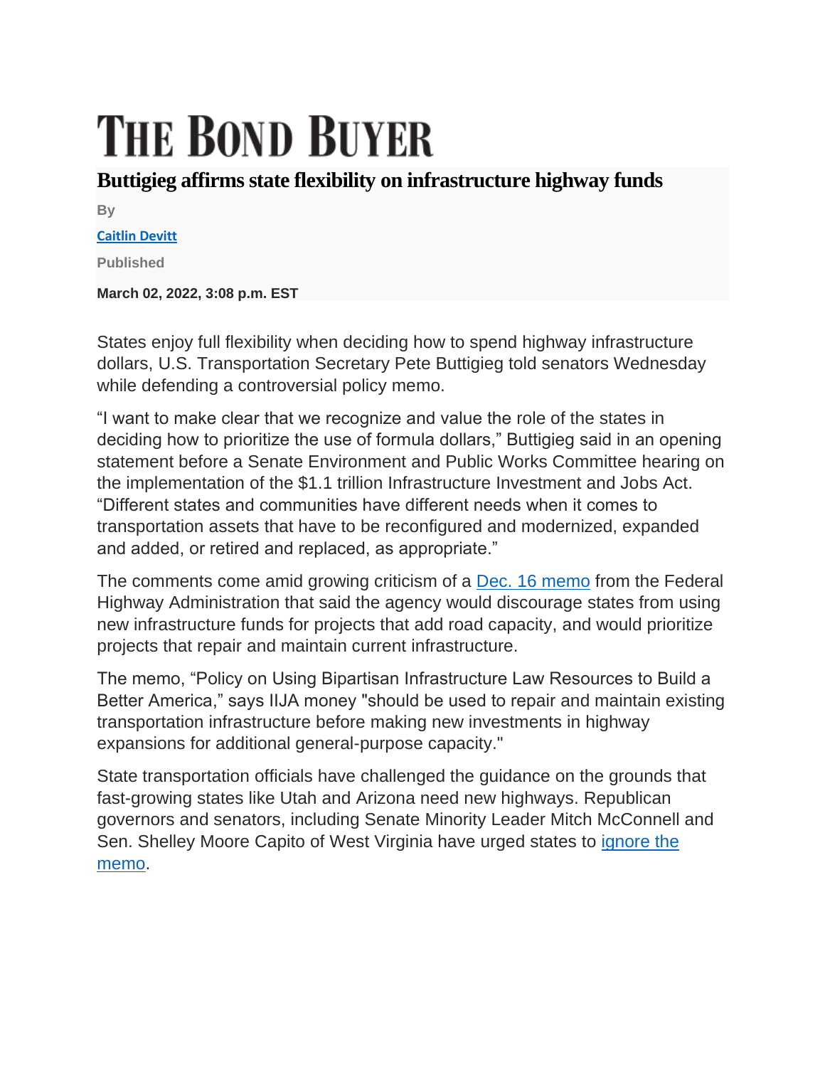# THE BOND BUYER

## Buttigieg affirms state flexibility on infrastructure highway funds

By

[Caitlin Devitt]

Published

**March 02, 2022, 3:08 p.m. EST**

States enjoy full flexibility when deciding how to spend highway infrastructure dollars, U.S. Transportation Secretary Pete Buttigieg told senators Wednesday while defending a controversial policy memo.

“I want to make clear that we recognize and value the role of the states in deciding how to prioritize the use of formula dollars,” Buttigieg said in an opening statement before a Senate Environment and Public Works Committee hearing on the implementation of the $1.1 trillion Infrastructure Investment and Jobs Act. “Different states and communities have different needs when it comes to transportation assets that have to be reconfigured and modernized, expanded and added, or retired and replaced, as appropriate.”

The comments come amid growing criticism of a [Dec. 16 memo] from the Federal Highway Administration that said the agency would discourage states from using new infrastructure funds for projects that add road capacity, and would prioritize projects that repair and maintain current infrastructure.

The memo, “Policy on Using Bipartisan Infrastructure Law Resources to Build a Better America,” says IIJA money "should be used to repair and maintain existing transportation infrastructure before making new investments in highway expansions for additional general-purpose capacity."

State transportation officials have challenged the guidance on the grounds that fast-growing states like Utah and Arizona need new highways. Republican governors and senators, including Senate Minority Leader Mitch McConnell and Sen. Shelley Moore Capito of West Virginia have urged states to [ignore the memo].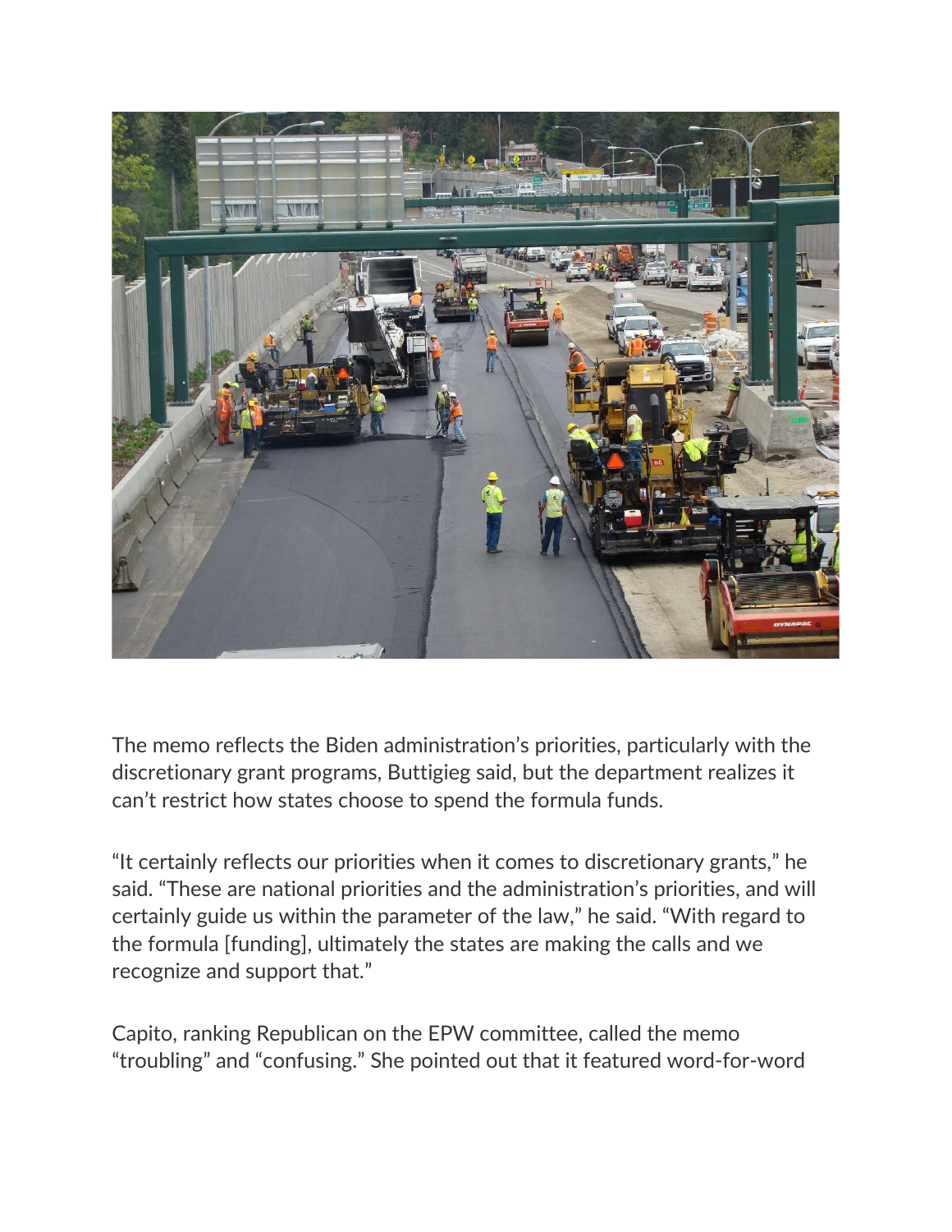The memo reflects the Biden administration's priorities, particularly with the discretionary grant programs, Buttigieg said, but the department realizes it can't restrict how states choose to spend the formula funds.

"It certainly reflects our priorities when it comes to discretionary grants," he said. "These are national priorities and the administration's priorities, and will certainly guide us within the parameter of the law," he said. "With regard to the formula [funding], ultimately the states are making the calls and we recognize and support that."

Capito, ranking Republican on the EPW committee, called the memo "troubling" and "confusing." She pointed out that it featured word-for-word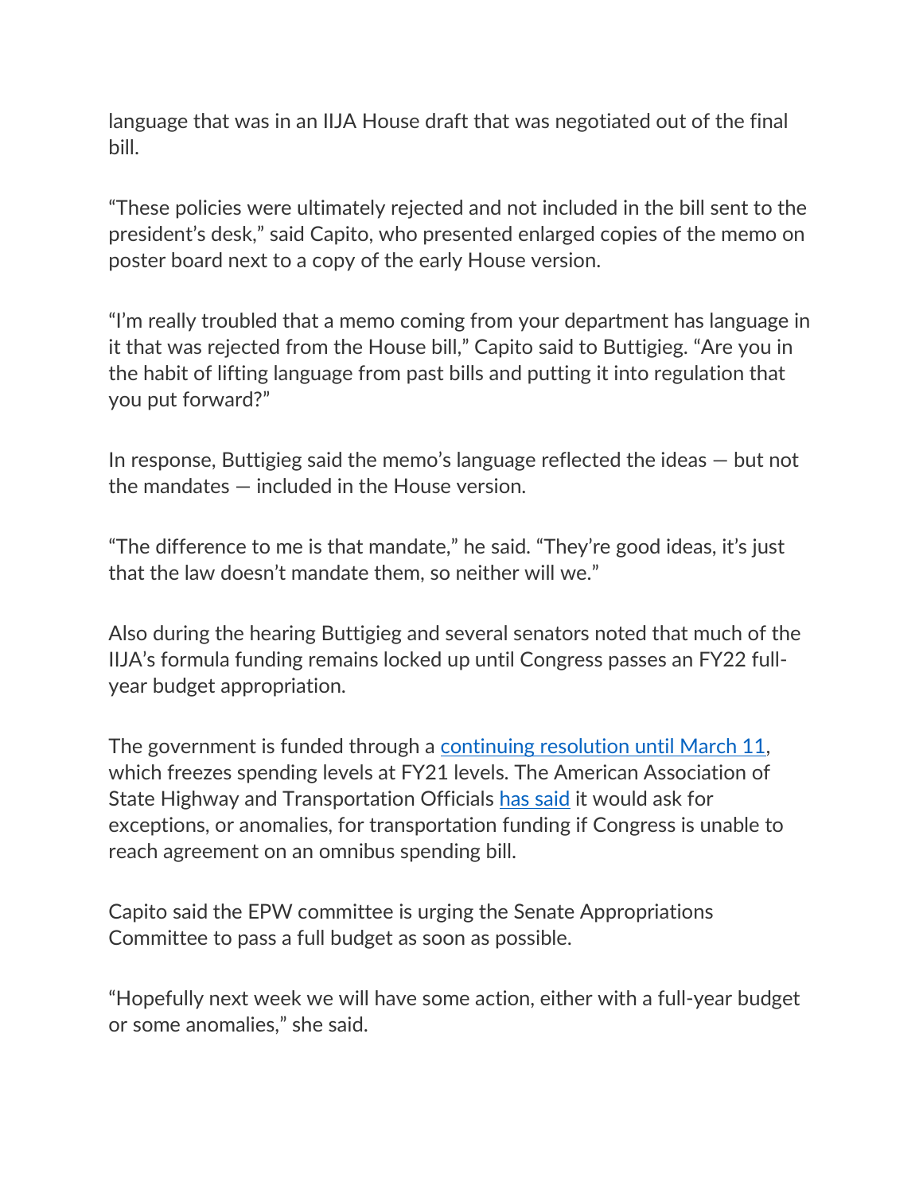language that was in an IIJA House draft that was negotiated out of the final bill.

"These policies were ultimately rejected and not included in the bill sent to the president's desk," said Capito, who presented enlarged copies of the memo on poster board next to a copy of the early House version.

"I'm really troubled that a memo coming from your department has language in it that was rejected from the House bill," Capito said to Buttigieg. "Are you in the habit of lifting language from past bills and putting it into regulation that you put forward?"

In response, Buttigieg said the memo's language reflected the ideas — but not the mandates — included in the House version.

"The difference to me is that mandate," he said. "They're good ideas, it's just that the law doesn't mandate them, so neither will we."

Also during the hearing Buttigieg and several senators noted that much of the IIJA's formula funding remains locked up until Congress passes an FY22 full-year budget appropriation.

The government is funded through a [continuing resolution until March 11](), which freezes spending levels at FY21 levels. The American Association of State Highway and Transportation Officials [has said]() it would ask for exceptions, or anomalies, for transportation funding if Congress is unable to reach agreement on an omnibus spending bill.

Capito said the EPW committee is urging the Senate Appropriations Committee to pass a full budget as soon as possible.

"Hopefully next week we will have some action, either with a full-year budget or some anomalies," she said.